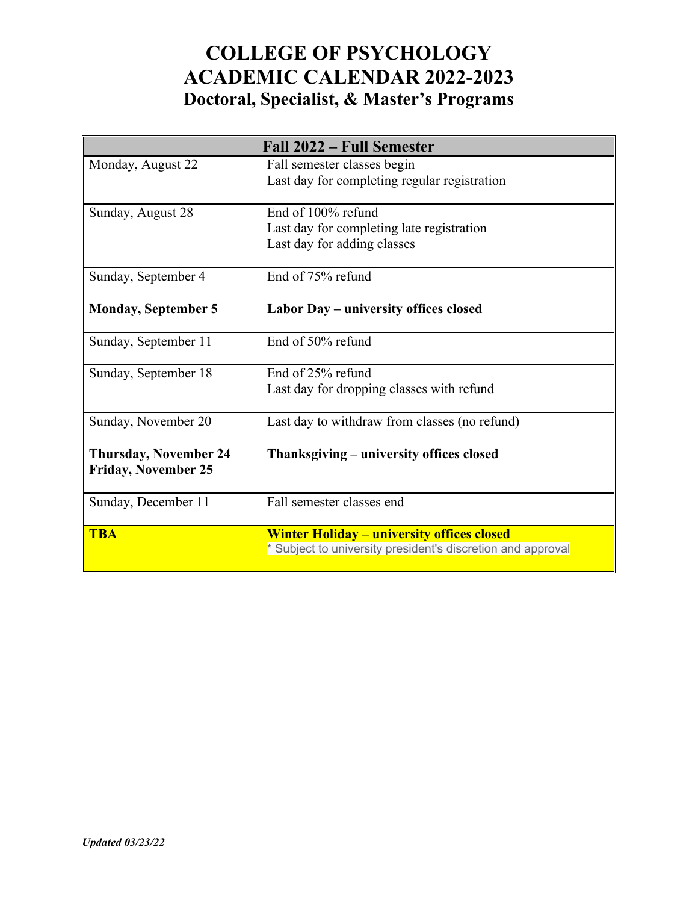# COLLEGE OF PSYCHOLOGY
# ACADEMIC CALENDAR 2022-2023
## Doctoral, Specialist, & Master's Programs

| Fall 2022 – Full Semester | |
|---|---|
| Monday, August 22 | Fall semester classes begin<br>Last day for completing regular registration |
| Sunday, August 28 | End of 100% refund<br>Last day for completing late registration<br>Last day for adding classes |
| Sunday, September 4 | End of 75% refund |
| **Monday, September 5** | **Labor Day – university offices closed** |
| Sunday, September 11 | End of 50% refund |
| Sunday, September 18 | End of 25% refund<br>Last day for dropping classes with refund |
| Sunday, November 20 | Last day to withdraw from classes (no refund) |
| **Thursday, November 24**<br>**Friday, November 25** | **Thanksgiving – university offices closed** |
| Sunday, December 11 | Fall semester classes end |
| **TBA** | **Winter Holiday – university offices closed**<br>* Subject to university president's discretion and approval |

*Updated 03/23/22*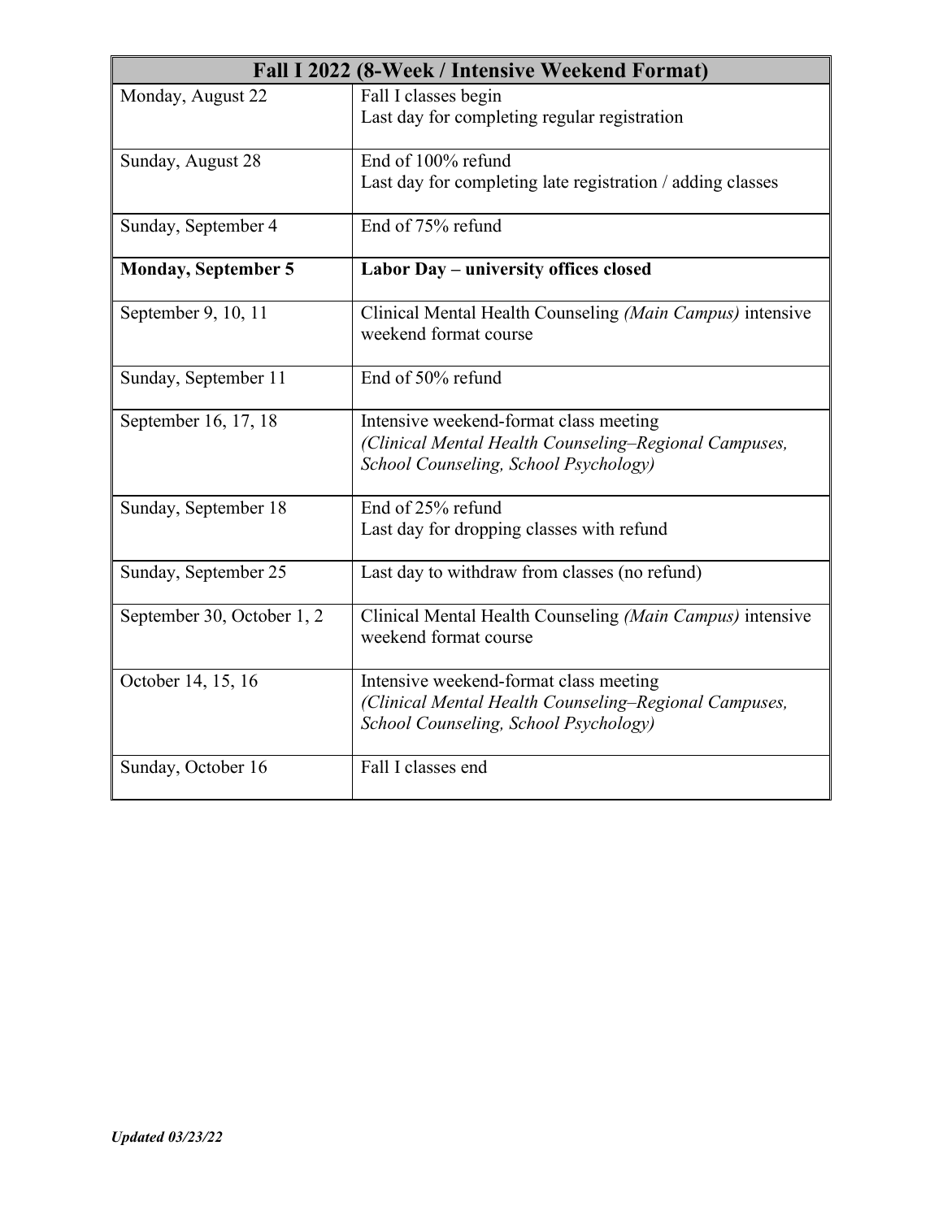| Fall I 2022 (8-Week / Intensive Weekend Format) | |
|---|---|
| Monday, August 22 | Fall I classes begin<br>Last day for completing regular registration |
| Sunday, August 28 | End of 100% refund<br>Last day for completing late registration / adding classes |
| Sunday, September 4 | End of 75% refund |
| **Monday, September 5** | **Labor Day – university offices closed** |
| September 9, 10, 11 | Clinical Mental Health Counseling *(Main Campus)* intensive weekend format course |
| Sunday, September 11 | End of 50% refund |
| September 16, 17, 18 | Intensive weekend-format class meeting<br>*(Clinical Mental Health Counseling–Regional Campuses, School Counseling, School Psychology)* |
| Sunday, September 18 | End of 25% refund<br>Last day for dropping classes with refund |
| Sunday, September 25 | Last day to withdraw from classes (no refund) |
| September 30, October 1, 2 | Clinical Mental Health Counseling *(Main Campus)* intensive weekend format course |
| October 14, 15, 16 | Intensive weekend-format class meeting<br>*(Clinical Mental Health Counseling–Regional Campuses, School Counseling, School Psychology)* |
| Sunday, October 16 | Fall I classes end |

***Updated 03/23/22***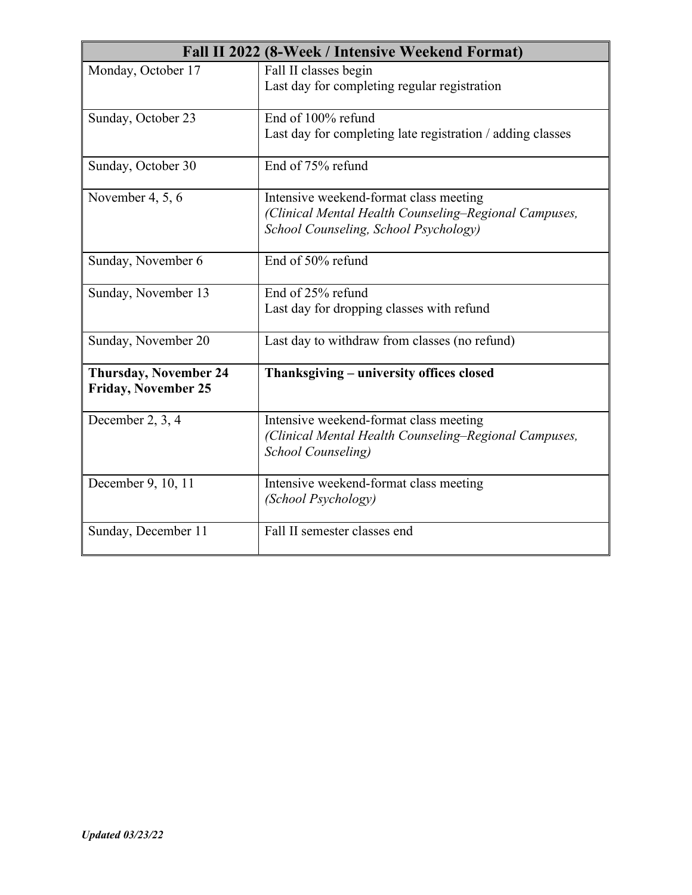| Fall II 2022 (8-Week / Intensive Weekend Format) | |
|---|---|
| Monday, October 17 | Fall II classes begin<br>Last day for completing regular registration |
| Sunday, October 23 | End of 100% refund<br>Last day for completing late registration / adding classes |
| Sunday, October 30 | End of 75% refund |
| November 4, 5, 6 | Intensive weekend-format class meeting<br>*(Clinical Mental Health Counseling–Regional Campuses, School Counseling, School Psychology)* |
| Sunday, November 6 | End of 50% refund |
| Sunday, November 13 | End of 25% refund<br>Last day for dropping classes with refund |
| Sunday, November 20 | Last day to withdraw from classes (no refund) |
| **Thursday, November 24**<br>**Friday, November 25** | **Thanksgiving – university offices closed** |
| December 2, 3, 4 | Intensive weekend-format class meeting<br>*(Clinical Mental Health Counseling–Regional Campuses, School Counseling)* |
| December 9, 10, 11 | Intensive weekend-format class meeting<br>*(School Psychology)* |
| Sunday, December 11 | Fall II semester classes end |

***Updated 03/23/22***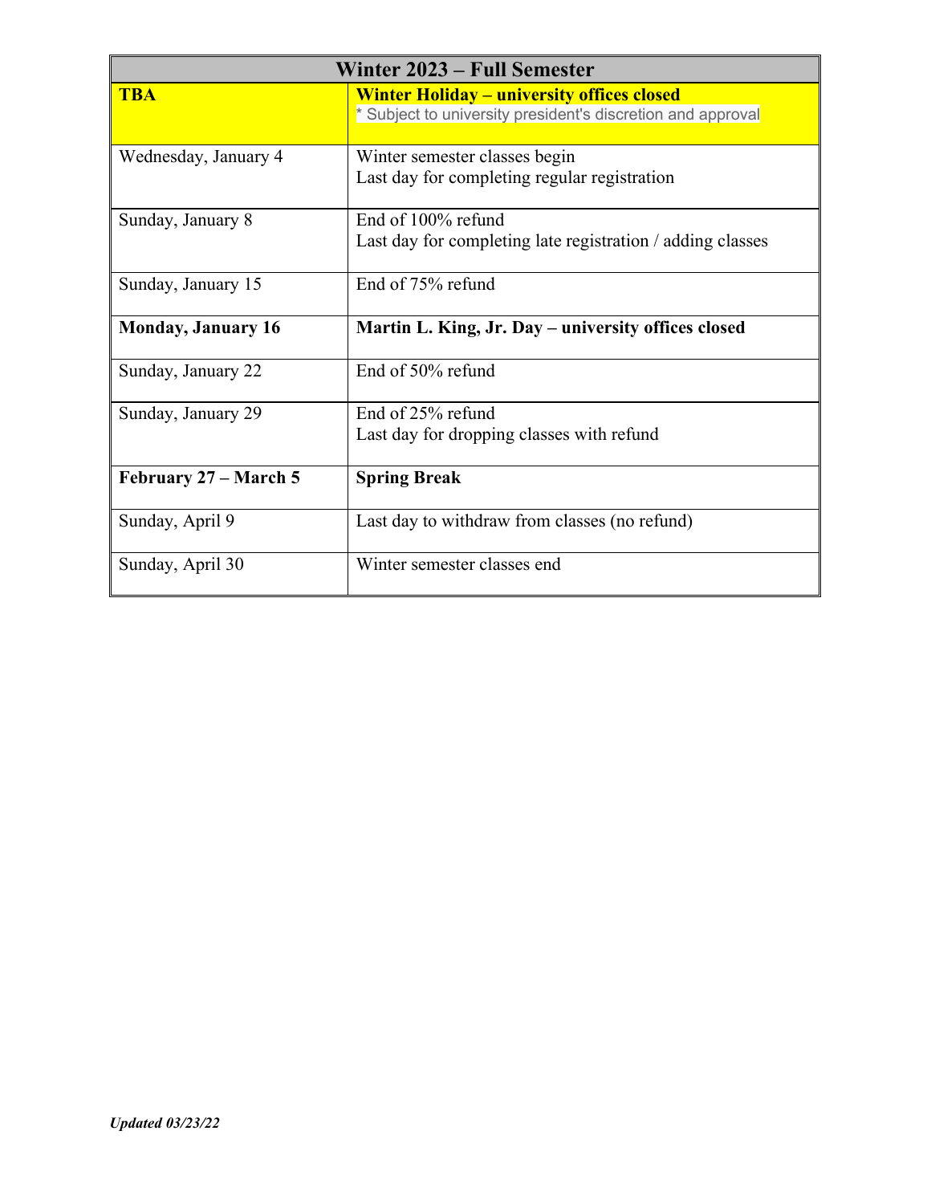| Winter 2023 – Full Semester | |
|---|---|
| **TBA** | **Winter Holiday – university offices closed**<br>* Subject to university president's discretion and approval |
| Wednesday, January 4 | Winter semester classes begin<br>Last day for completing regular registration |
| Sunday, January 8 | End of 100% refund<br>Last day for completing late registration / adding classes |
| Sunday, January 15 | End of 75% refund |
| **Monday, January 16** | **Martin L. King, Jr. Day – university offices closed** |
| Sunday, January 22 | End of 50% refund |
| Sunday, January 29 | End of 25% refund<br>Last day for dropping classes with refund |
| **February 27 – March 5** | **Spring Break** |
| Sunday, April 9 | Last day to withdraw from classes (no refund) |
| Sunday, April 30 | Winter semester classes end |

***Updated 03/23/22***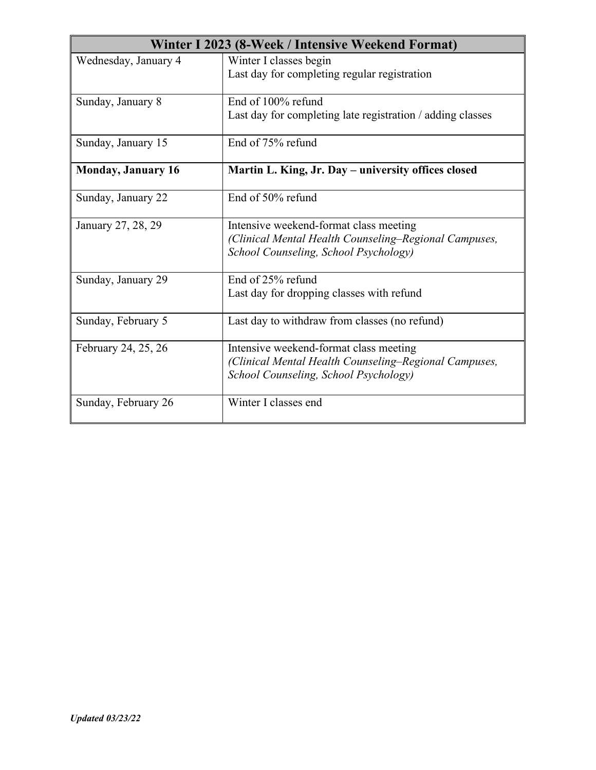| Winter I 2023 (8-Week / Intensive Weekend Format) | |
|---|---|
| Wednesday, January 4 | Winter I classes begin<br>Last day for completing regular registration |
| Sunday, January 8 | End of 100% refund<br>Last day for completing late registration / adding classes |
| Sunday, January 15 | End of 75% refund |
| **Monday, January 16** | **Martin L. King, Jr. Day – university offices closed** |
| Sunday, January 22 | End of 50% refund |
| January 27, 28, 29 | Intensive weekend-format class meeting<br>*(Clinical Mental Health Counseling–Regional Campuses, School Counseling, School Psychology)* |
| Sunday, January 29 | End of 25% refund<br>Last day for dropping classes with refund |
| Sunday, February 5 | Last day to withdraw from classes (no refund) |
| February 24, 25, 26 | Intensive weekend-format class meeting<br>*(Clinical Mental Health Counseling–Regional Campuses, School Counseling, School Psychology)* |
| Sunday, February 26 | Winter I classes end |

***Updated 03/23/22***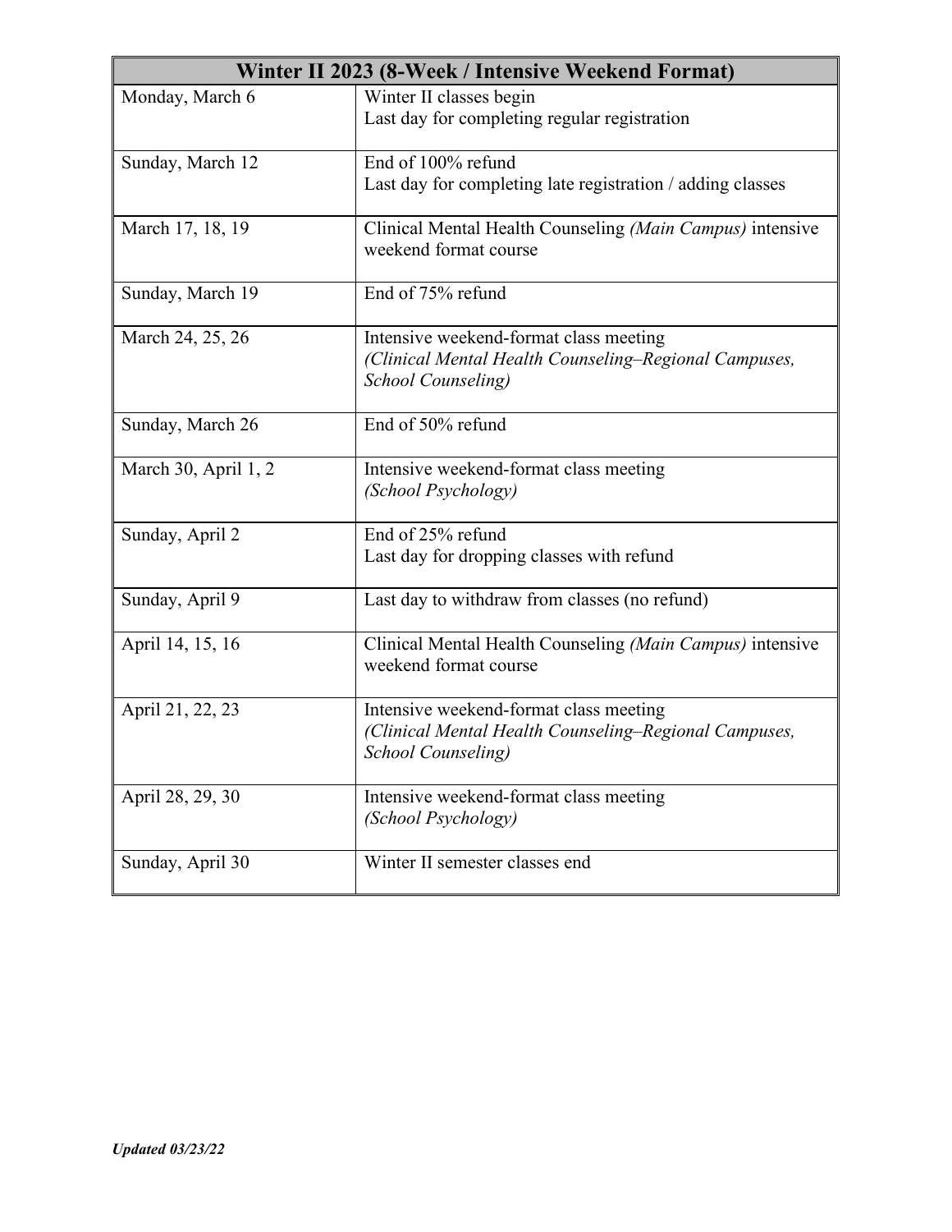| Winter II 2023 (8-Week / Intensive Weekend Format) | |
|---|---|
| Monday, March 6 | Winter II classes begin<br>Last day for completing regular registration |
| Sunday, March 12 | End of 100% refund<br>Last day for completing late registration / adding classes |
| March 17, 18, 19 | Clinical Mental Health Counseling *(Main Campus)* intensive weekend format course |
| Sunday, March 19 | End of 75% refund |
| March 24, 25, 26 | Intensive weekend-format class meeting<br>*(Clinical Mental Health Counseling–Regional Campuses, School Counseling)* |
| Sunday, March 26 | End of 50% refund |
| March 30, April 1, 2 | Intensive weekend-format class meeting<br>*(School Psychology)* |
| Sunday, April 2 | End of 25% refund<br>Last day for dropping classes with refund |
| Sunday, April 9 | Last day to withdraw from classes (no refund) |
| April 14, 15, 16 | Clinical Mental Health Counseling *(Main Campus)* intensive weekend format course |
| April 21, 22, 23 | Intensive weekend-format class meeting<br>*(Clinical Mental Health Counseling–Regional Campuses, School Counseling)* |
| April 28, 29, 30 | Intensive weekend-format class meeting<br>*(School Psychology)* |
| Sunday, April 30 | Winter II semester classes end |

***Updated 03/23/22***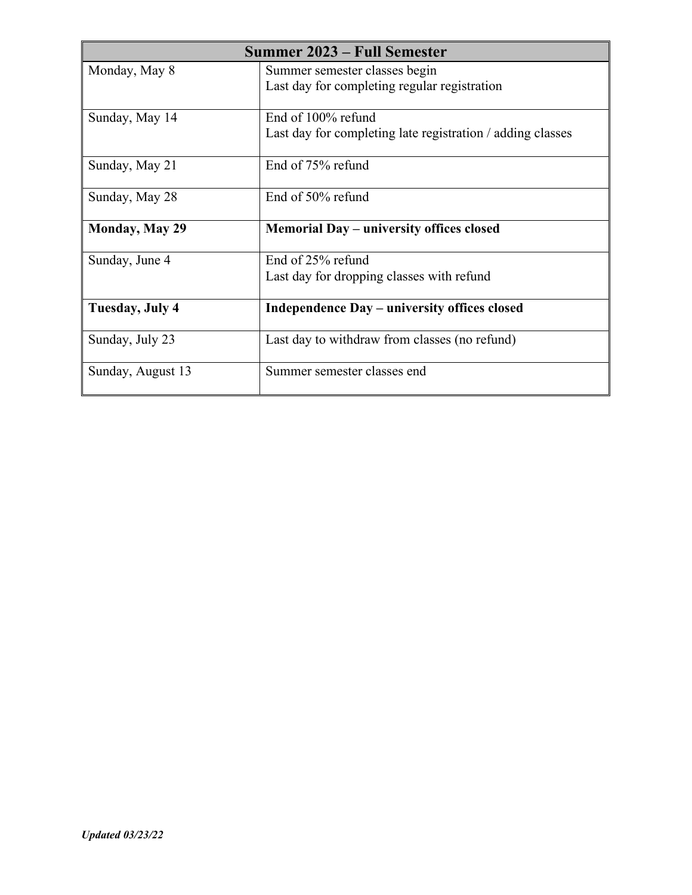| Summer 2023 – Full Semester | |
|---|---|
| Monday, May 8 | Summer semester classes begin<br>Last day for completing regular registration |
| Sunday, May 14 | End of 100% refund<br>Last day for completing late registration / adding classes |
| Sunday, May 21 | End of 75% refund |
| Sunday, May 28 | End of 50% refund |
| **Monday, May 29** | **Memorial Day – university offices closed** |
| Sunday, June 4 | End of 25% refund<br>Last day for dropping classes with refund |
| **Tuesday, July 4** | **Independence Day – university offices closed** |
| Sunday, July 23 | Last day to withdraw from classes (no refund) |
| Sunday, August 13 | Summer semester classes end |

***Updated 03/23/22***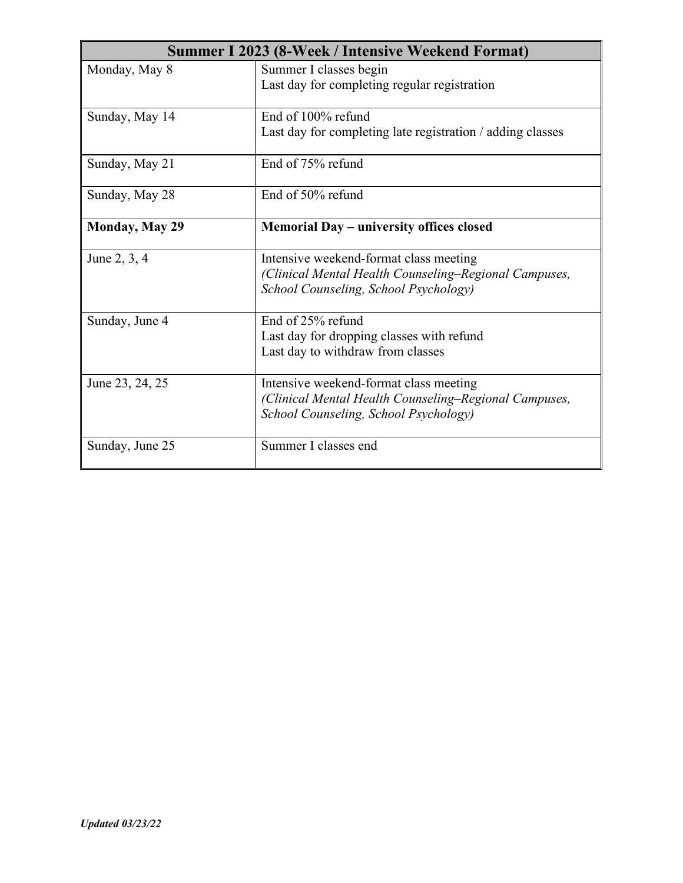| Summer I 2023 (8-Week / Intensive Weekend Format) | |
|---|---|
| Monday, May 8 | Summer I classes begin<br>Last day for completing regular registration |
| Sunday, May 14 | End of 100% refund<br>Last day for completing late registration / adding classes |
| Sunday, May 21 | End of 75% refund |
| Sunday, May 28 | End of 50% refund |
| **Monday, May 29** | **Memorial Day – university offices closed** |
| June 2, 3, 4 | Intensive weekend-format class meeting<br>*(Clinical Mental Health Counseling–Regional Campuses, School Counseling, School Psychology)* |
| Sunday, June 4 | End of 25% refund<br>Last day for dropping classes with refund<br>Last day to withdraw from classes |
| June 23, 24, 25 | Intensive weekend-format class meeting<br>*(Clinical Mental Health Counseling–Regional Campuses, School Counseling, School Psychology)* |
| Sunday, June 25 | Summer I classes end |

***Updated 03/23/22***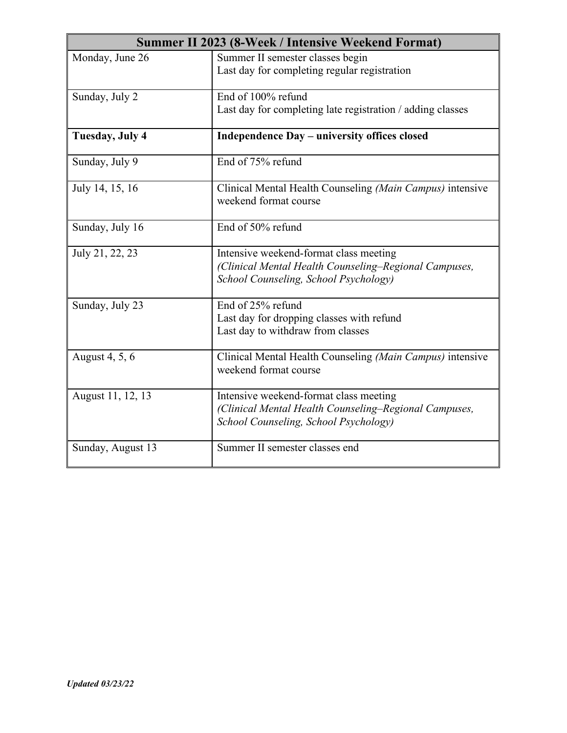| Summer II 2023 (8-Week / Intensive Weekend Format) | |
|---|---|
| Monday, June 26 | Summer II semester classes begin<br>Last day for completing regular registration |
| Sunday, July 2 | End of 100% refund<br>Last day for completing late registration / adding classes |
| **Tuesday, July 4** | **Independence Day – university offices closed** |
| Sunday, July 9 | End of 75% refund |
| July 14, 15, 16 | Clinical Mental Health Counseling *(Main Campus)* intensive weekend format course |
| Sunday, July 16 | End of 50% refund |
| July 21, 22, 23 | Intensive weekend-format class meeting<br>*(Clinical Mental Health Counseling–Regional Campuses, School Counseling, School Psychology)* |
| Sunday, July 23 | End of 25% refund<br>Last day for dropping classes with refund<br>Last day to withdraw from classes |
| August 4, 5, 6 | Clinical Mental Health Counseling *(Main Campus)* intensive weekend format course |
| August 11, 12, 13 | Intensive weekend-format class meeting<br>*(Clinical Mental Health Counseling–Regional Campuses, School Counseling, School Psychology)* |
| Sunday, August 13 | Summer II semester classes end |

***Updated 03/23/22***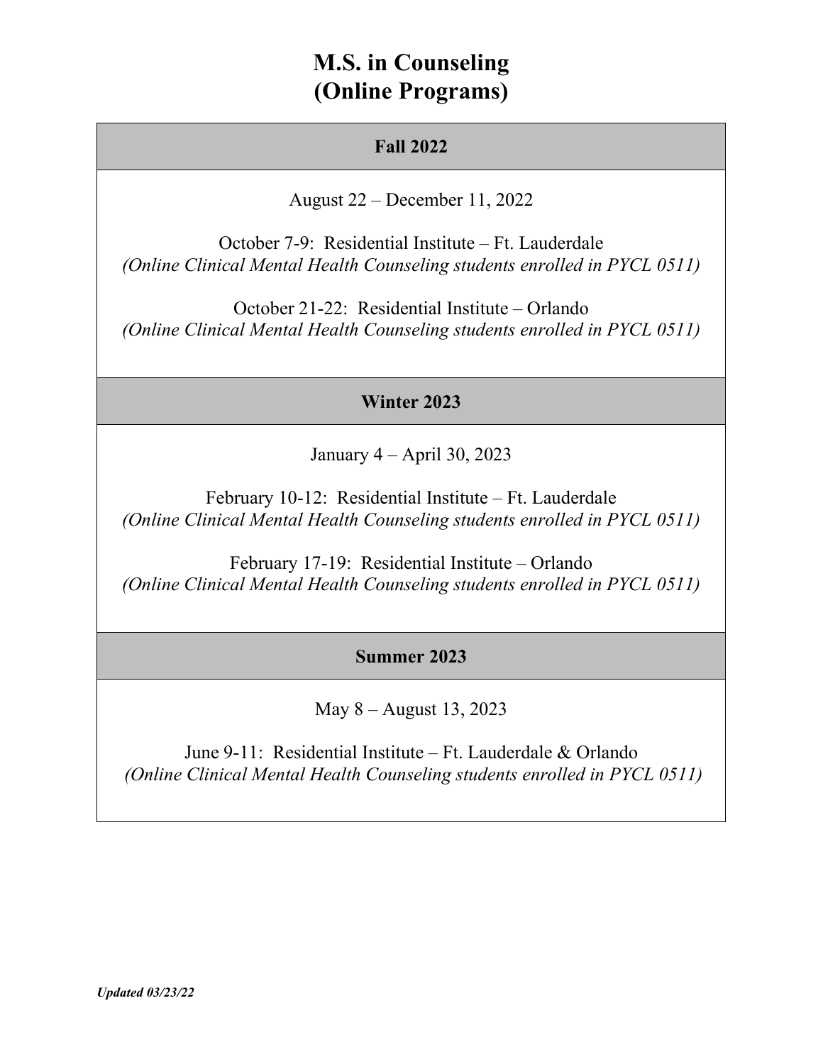# M.S. in Counseling
# (Online Programs)

## Fall 2022

August 22 – December 11, 2022

October 7-9: Residential Institute – Ft. Lauderdale
*(Online Clinical Mental Health Counseling students enrolled in PYCL 0511)*

October 21-22: Residential Institute – Orlando
*(Online Clinical Mental Health Counseling students enrolled in PYCL 0511)*

## Winter 2023

January 4 – April 30, 2023

February 10-12: Residential Institute – Ft. Lauderdale
*(Online Clinical Mental Health Counseling students enrolled in PYCL 0511)*

February 17-19: Residential Institute – Orlando
*(Online Clinical Mental Health Counseling students enrolled in PYCL 0511)*

## Summer 2023

May 8 – August 13, 2023

June 9-11: Residential Institute – Ft. Lauderdale & Orlando
*(Online Clinical Mental Health Counseling students enrolled in PYCL 0511)*

***Updated 03/23/22***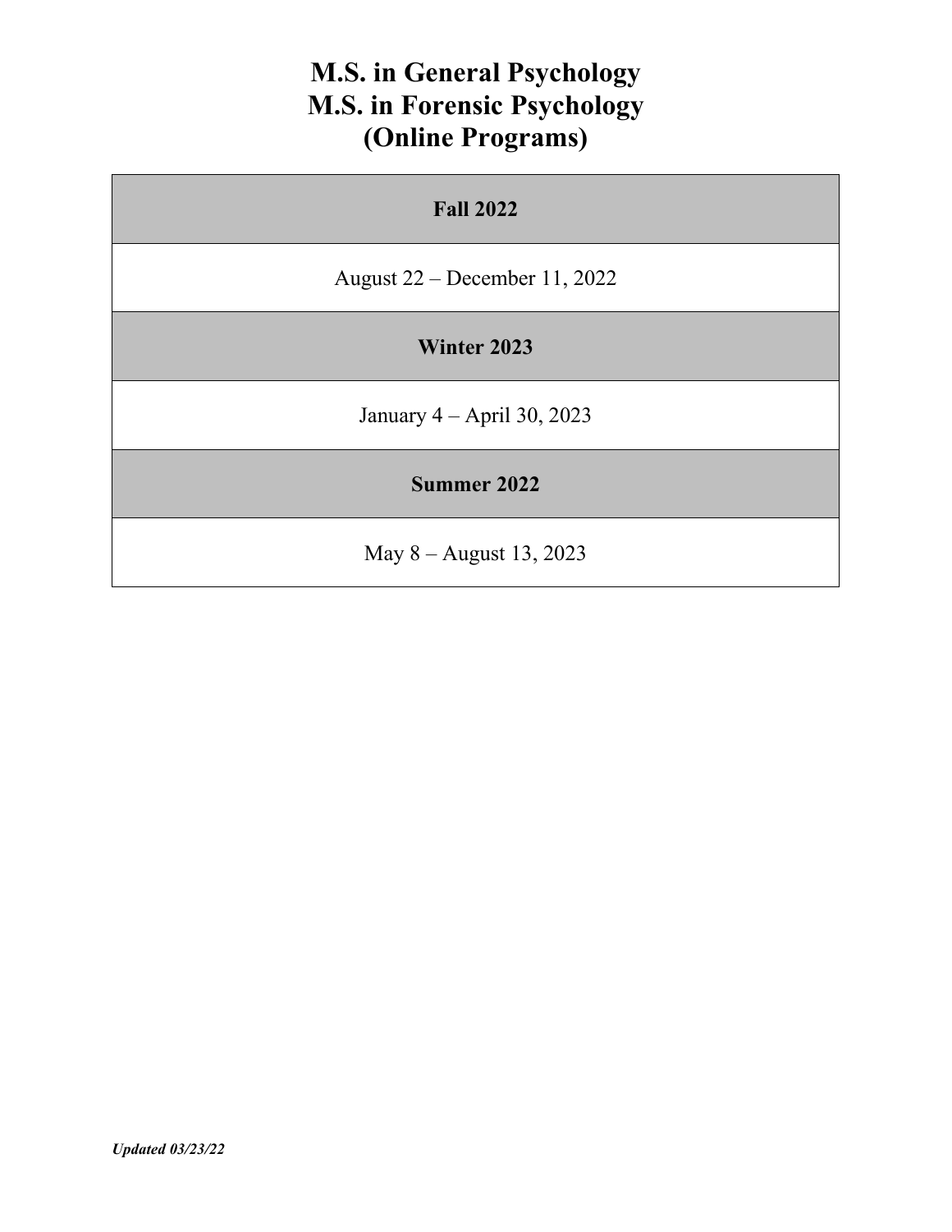# M.S. in General Psychology
# M.S. in Forensic Psychology
# (Online Programs)

| **Fall 2022** |
| --- |
| August 22 – December 11, 2022 |
| **Winter 2023** |
| January 4 – April 30, 2023 |
| **Summer 2022** |
| May 8 – August 13, 2023 |

***Updated 03/23/22***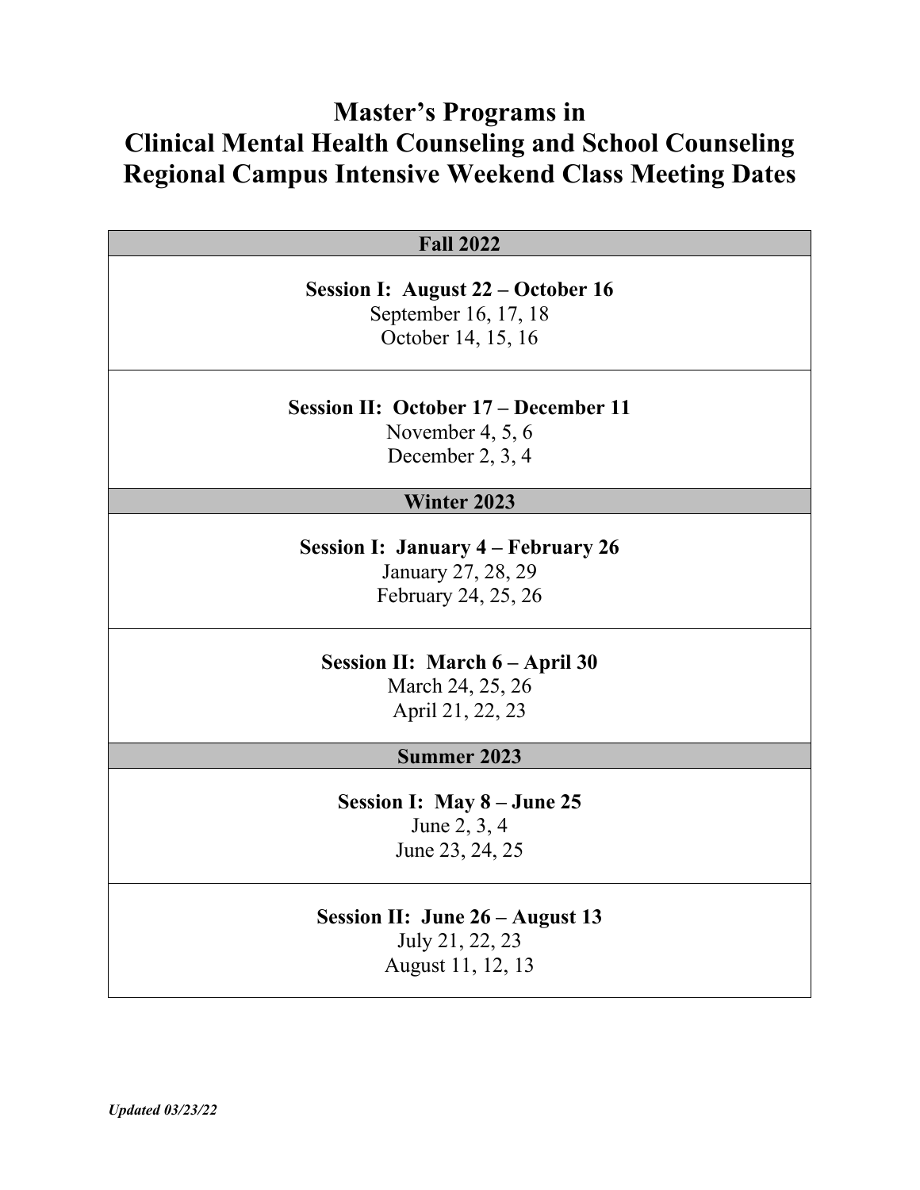# Master's Programs in Clinical Mental Health Counseling and School Counseling Regional Campus Intensive Weekend Class Meeting Dates

| Fall 2022 |
|---|
| **Session I: August 22 – October 16**<br>September 16, 17, 18<br>October 14, 15, 16 |
| **Session II: October 17 – December 11**<br>November 4, 5, 6<br>December 2, 3, 4 |
| **Winter 2023** |
| **Session I: January 4 – February 26**<br>January 27, 28, 29<br>February 24, 25, 26 |
| **Session II: March 6 – April 30**<br>March 24, 25, 26<br>April 21, 22, 23 |
| **Summer 2023** |
| **Session I: May 8 – June 25**<br>June 2, 3, 4<br>June 23, 24, 25 |
| **Session II: June 26 – August 13**<br>July 21, 22, 23<br>August 11, 12, 13 |

***Updated 03/23/22***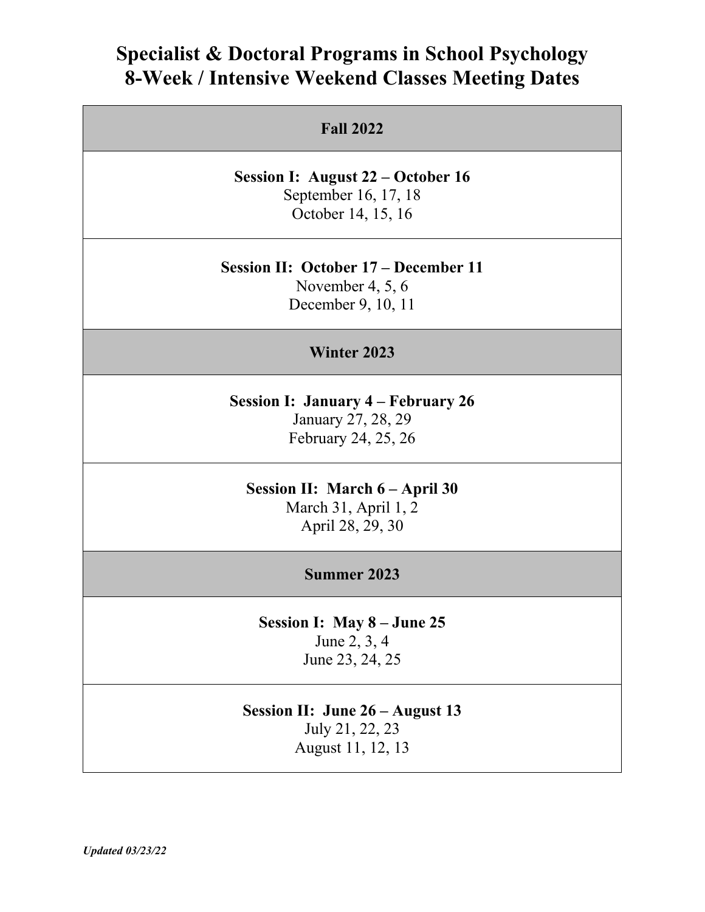# Specialist & Doctoral Programs in School Psychology
# 8-Week / Intensive Weekend Classes Meeting Dates

| Fall 2022 |
| --- |
| **Session I: August 22 – October 16**<br>September 16, 17, 18<br>October 14, 15, 16 |
| **Session II: October 17 – December 11**<br>November 4, 5, 6<br>December 9, 10, 11 |
| **Winter 2023** |
| **Session I: January 4 – February 26**<br>January 27, 28, 29<br>February 24, 25, 26 |
| **Session II: March 6 – April 30**<br>March 31, April 1, 2<br>April 28, 29, 30 |
| **Summer 2023** |
| **Session I: May 8 – June 25**<br>June 2, 3, 4<br>June 23, 24, 25 |
| **Session II: June 26 – August 13**<br>July 21, 22, 23<br>August 11, 12, 13 |

***Updated 03/23/22***